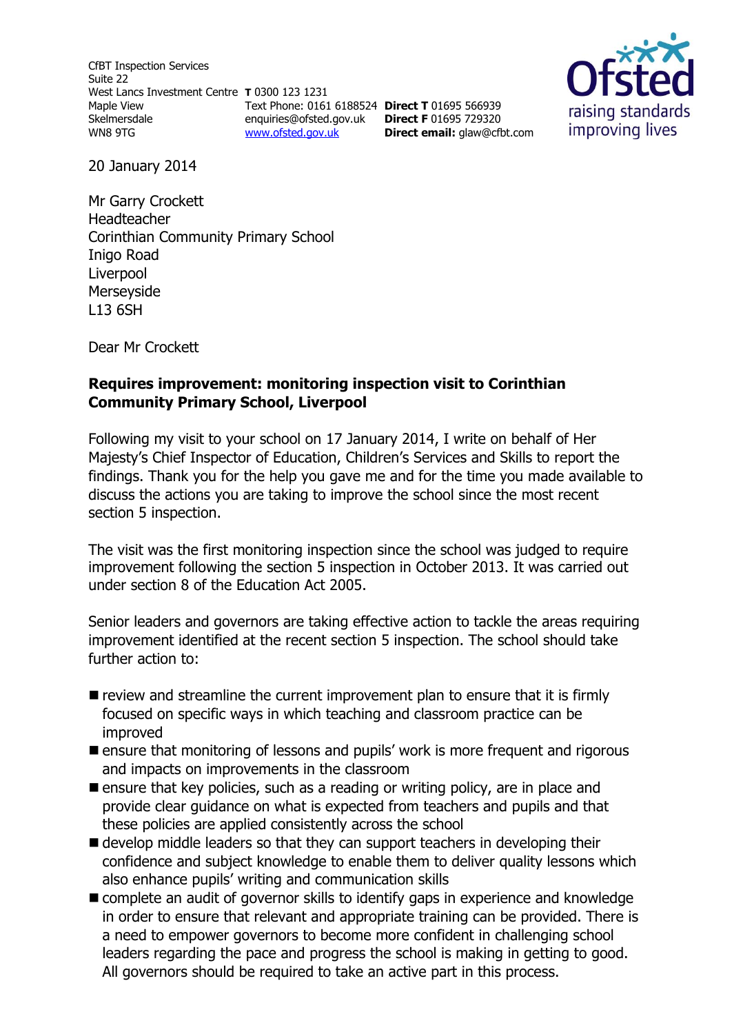CfBT Inspection Services
Suite 22
West Lancs Investment Centre
Maple View
Skelmersdale
WN8 9TG

**T** 0300 123 1231
Text Phone: 0161 6188524
enquiries@ofsted.gov.uk
www.ofsted.gov.uk

**Direct T** 01695 566939
**Direct F** 01695 729320
**Direct email:** glaw@cfbt.com

Ofsted
raising standards
improving lives

20 January 2014

Mr Garry Crockett
Headteacher
Corinthian Community Primary School
Inigo Road
Liverpool
Merseyside
L13 6SH

Dear Mr Crockett

**Requires improvement: monitoring inspection visit to Corinthian Community Primary School, Liverpool**

Following my visit to your school on 17 January 2014, I write on behalf of Her Majesty's Chief Inspector of Education, Children's Services and Skills to report the findings. Thank you for the help you gave me and for the time you made available to discuss the actions you are taking to improve the school since the most recent section 5 inspection.

The visit was the first monitoring inspection since the school was judged to require improvement following the section 5 inspection in October 2013. It was carried out under section 8 of the Education Act 2005.

Senior leaders and governors are taking effective action to tackle the areas requiring improvement identified at the recent section 5 inspection. The school should take further action to:

- review and streamline the current improvement plan to ensure that it is firmly focused on specific ways in which teaching and classroom practice can be improved
- ensure that monitoring of lessons and pupils' work is more frequent and rigorous and impacts on improvements in the classroom
- ensure that key policies, such as a reading or writing policy, are in place and provide clear guidance on what is expected from teachers and pupils and that these policies are applied consistently across the school
- develop middle leaders so that they can support teachers in developing their confidence and subject knowledge to enable them to deliver quality lessons which also enhance pupils' writing and communication skills
- complete an audit of governor skills to identify gaps in experience and knowledge in order to ensure that relevant and appropriate training can be provided. There is a need to empower governors to become more confident in challenging school leaders regarding the pace and progress the school is making in getting to good. All governors should be required to take an active part in this process.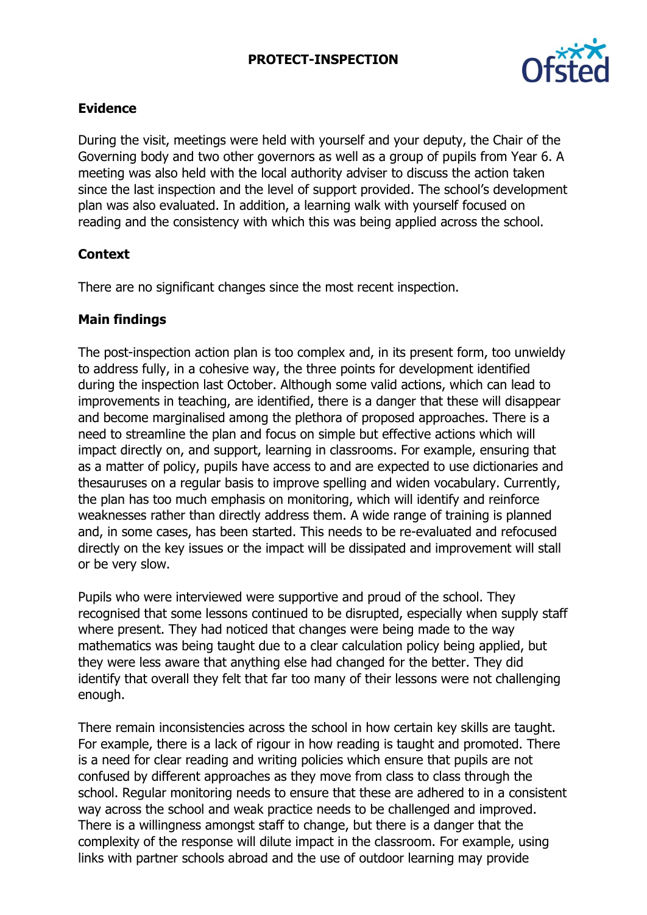## Evidence

During the visit, meetings were held with yourself and your deputy, the Chair of the Governing body and two other governors as well as a group of pupils from Year 6. A meeting was also held with the local authority adviser to discuss the action taken since the last inspection and the level of support provided. The school's development plan was also evaluated. In addition, a learning walk with yourself focused on reading and the consistency with which this was being applied across the school.

## Context

There are no significant changes since the most recent inspection.

## Main findings

The post-inspection action plan is too complex and, in its present form, too unwieldy to address fully, in a cohesive way, the three points for development identified during the inspection last October. Although some valid actions, which can lead to improvements in teaching, are identified, there is a danger that these will disappear and become marginalised among the plethora of proposed approaches. There is a need to streamline the plan and focus on simple but effective actions which will impact directly on, and support, learning in classrooms. For example, ensuring that as a matter of policy, pupils have access to and are expected to use dictionaries and thesauruses on a regular basis to improve spelling and widen vocabulary. Currently, the plan has too much emphasis on monitoring, which will identify and reinforce weaknesses rather than directly address them. A wide range of training is planned and, in some cases, has been started. This needs to be re-evaluated and refocused directly on the key issues or the impact will be dissipated and improvement will stall or be very slow.

Pupils who were interviewed were supportive and proud of the school. They recognised that some lessons continued to be disrupted, especially when supply staff where present. They had noticed that changes were being made to the way mathematics was being taught due to a clear calculation policy being applied, but they were less aware that anything else had changed for the better. They did identify that overall they felt that far too many of their lessons were not challenging enough.

There remain inconsistencies across the school in how certain key skills are taught. For example, there is a lack of rigour in how reading is taught and promoted. There is a need for clear reading and writing policies which ensure that pupils are not confused by different approaches as they move from class to class through the school. Regular monitoring needs to ensure that these are adhered to in a consistent way across the school and weak practice needs to be challenged and improved. There is a willingness amongst staff to change, but there is a danger that the complexity of the response will dilute impact in the classroom. For example, using links with partner schools abroad and the use of outdoor learning may provide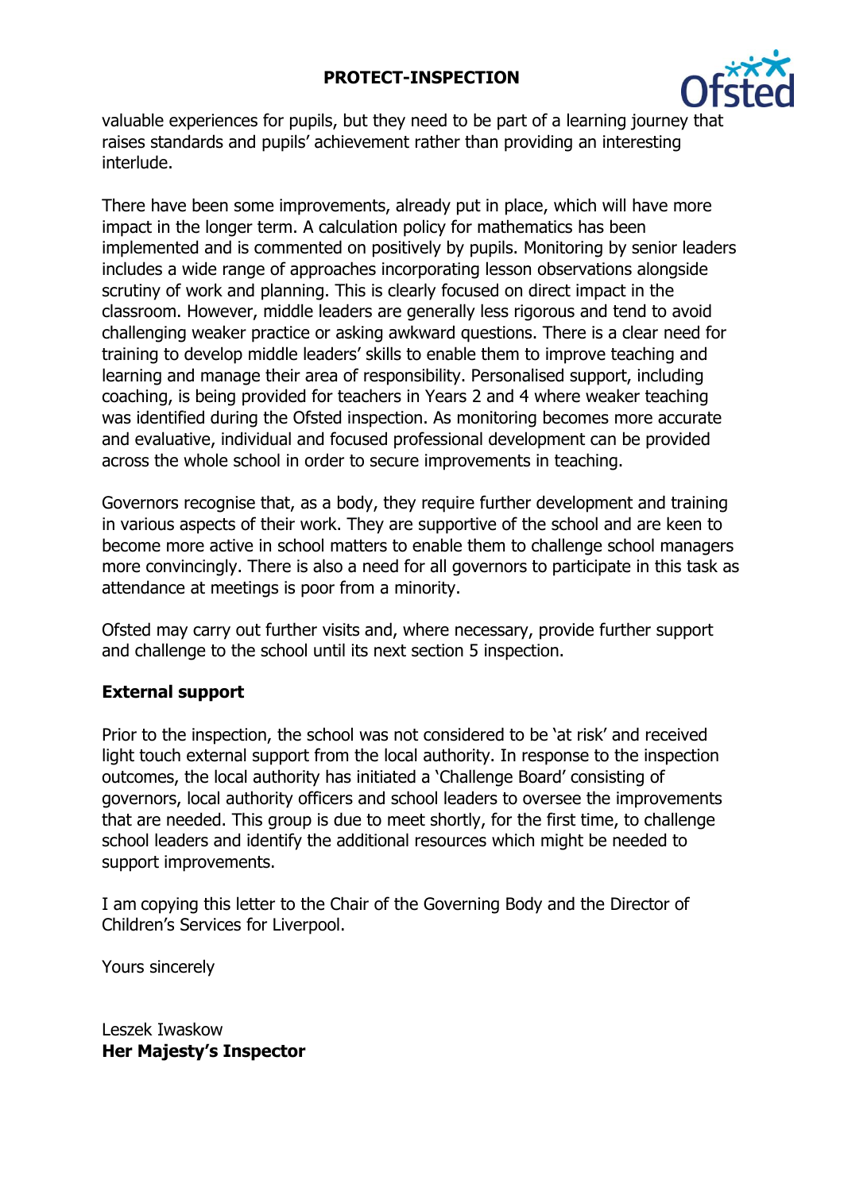valuable experiences for pupils, but they need to be part of a learning journey that raises standards and pupils' achievement rather than providing an interesting interlude.

There have been some improvements, already put in place, which will have more impact in the longer term. A calculation policy for mathematics has been implemented and is commented on positively by pupils. Monitoring by senior leaders includes a wide range of approaches incorporating lesson observations alongside scrutiny of work and planning. This is clearly focused on direct impact in the classroom. However, middle leaders are generally less rigorous and tend to avoid challenging weaker practice or asking awkward questions. There is a clear need for training to develop middle leaders' skills to enable them to improve teaching and learning and manage their area of responsibility. Personalised support, including coaching, is being provided for teachers in Years 2 and 4 where weaker teaching was identified during the Ofsted inspection. As monitoring becomes more accurate and evaluative, individual and focused professional development can be provided across the whole school in order to secure improvements in teaching.

Governors recognise that, as a body, they require further development and training in various aspects of their work. They are supportive of the school and are keen to become more active in school matters to enable them to challenge school managers more convincingly. There is also a need for all governors to participate in this task as attendance at meetings is poor from a minority.

Ofsted may carry out further visits and, where necessary, provide further support and challenge to the school until its next section 5 inspection.

**External support**

Prior to the inspection, the school was not considered to be 'at risk' and received light touch external support from the local authority. In response to the inspection outcomes, the local authority has initiated a 'Challenge Board' consisting of governors, local authority officers and school leaders to oversee the improvements that are needed. This group is due to meet shortly, for the first time, to challenge school leaders and identify the additional resources which might be needed to support improvements.

I am copying this letter to the Chair of the Governing Body and the Director of Children's Services for Liverpool.

Yours sincerely

Leszek Iwaskow
**Her Majesty's Inspector**